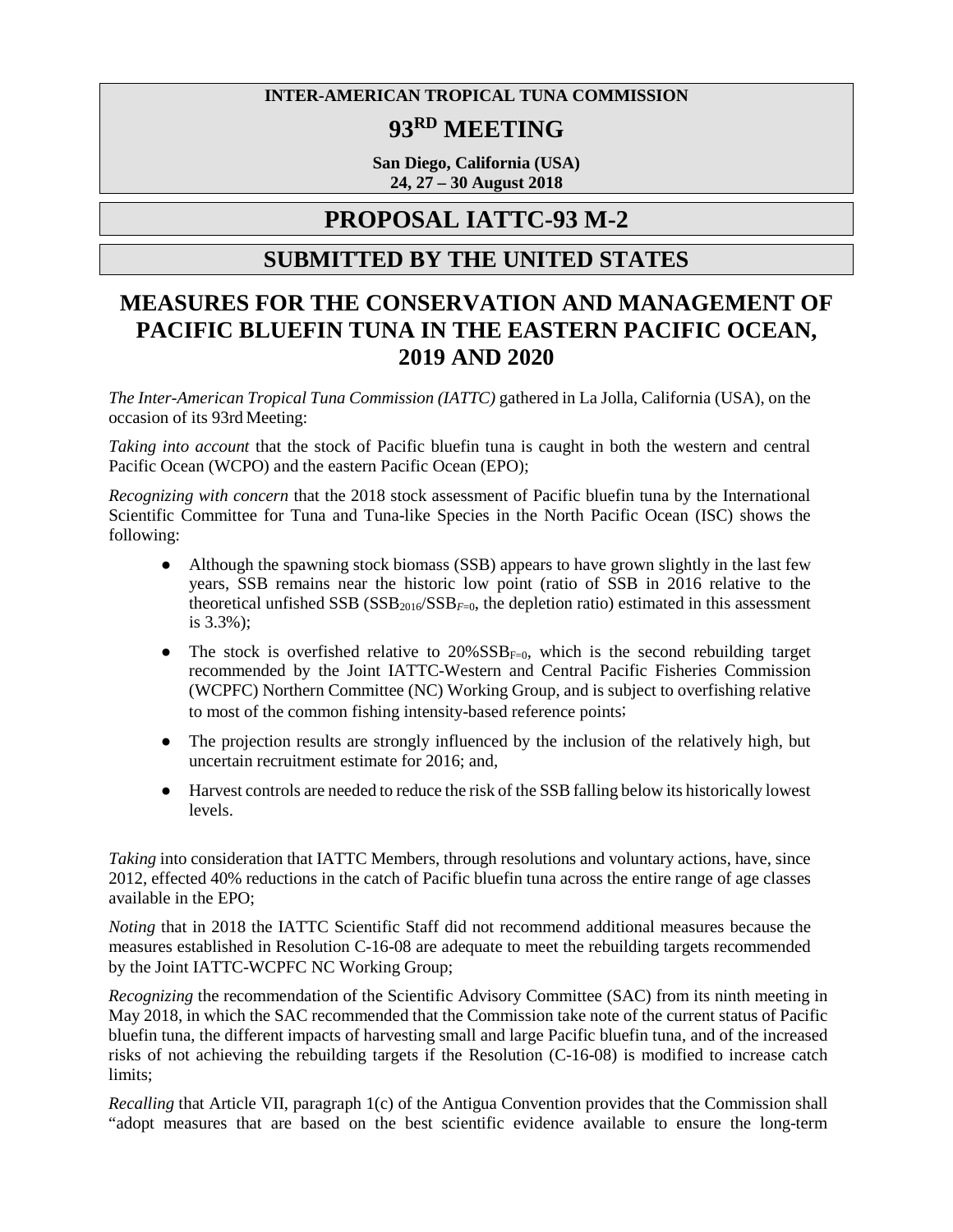**INTER-AMERICAN TROPICAL TUNA COMMISSION**

# 93$^{RD}$ MEETING

**San Diego, California (USA)**
**24, 27 – 30 August 2018**

# PROPOSAL IATTC-93 M-2

## SUBMITTED BY THE UNITED STATES

# MEASURES FOR THE CONSERVATION AND MANAGEMENT OF PACIFIC BLUEFIN TUNA IN THE EASTERN PACIFIC OCEAN, 2019 AND 2020

*The Inter-American Tropical Tuna Commission (IATTC)* gathered in La Jolla, California (USA), on the occasion of its 93rd Meeting:

*Taking into account* that the stock of Pacific bluefin tuna is caught in both the western and central Pacific Ocean (WCPO) and the eastern Pacific Ocean (EPO);

*Recognizing with concern* that the 2018 stock assessment of Pacific bluefin tuna by the International Scientific Committee for Tuna and Tuna-like Species in the North Pacific Ocean (ISC) shows the following:

- Although the spawning stock biomass (SSB) appears to have grown slightly in the last few years, SSB remains near the historic low point (ratio of SSB in 2016 relative to the theoretical unfished SSB ($SSB_{2016}/SSB_{F=0}$, the depletion ratio) estimated in this assessment is 3.3%);
- The stock is overfished relative to $20\%SSB_{F=0}$, which is the second rebuilding target recommended by the Joint IATTC-Western and Central Pacific Fisheries Commission (WCPFC) Northern Committee (NC) Working Group, and is subject to overfishing relative to most of the common fishing intensity-based reference points;
- The projection results are strongly influenced by the inclusion of the relatively high, but uncertain recruitment estimate for 2016; and,
- Harvest controls are needed to reduce the risk of the SSB falling below its historically lowest levels.

*Taking* into consideration that IATTC Members, through resolutions and voluntary actions, have, since 2012, effected 40% reductions in the catch of Pacific bluefin tuna across the entire range of age classes available in the EPO;

*Noting* that in 2018 the IATTC Scientific Staff did not recommend additional measures because the measures established in Resolution C-16-08 are adequate to meet the rebuilding targets recommended by the Joint IATTC-WCPFC NC Working Group;

*Recognizing* the recommendation of the Scientific Advisory Committee (SAC) from its ninth meeting in May 2018, in which the SAC recommended that the Commission take note of the current status of Pacific bluefin tuna, the different impacts of harvesting small and large Pacific bluefin tuna, and of the increased risks of not achieving the rebuilding targets if the Resolution (C-16-08) is modified to increase catch limits;

*Recalling* that Article VII, paragraph 1(c) of the Antigua Convention provides that the Commission shall "adopt measures that are based on the best scientific evidence available to ensure the long-term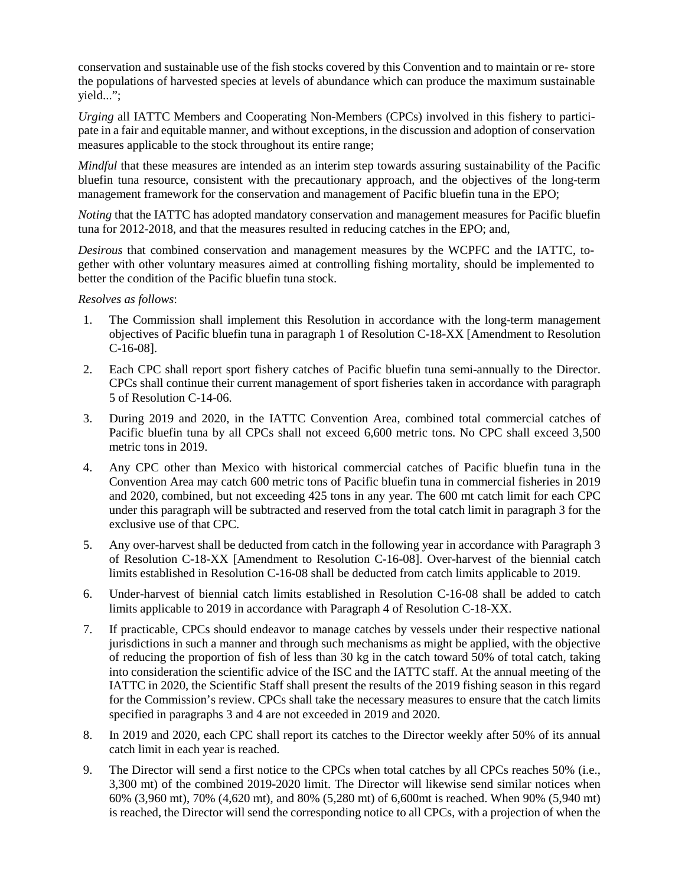conservation and sustainable use of the fish stocks covered by this Convention and to maintain or re- store the populations of harvested species at levels of abundance which can produce the maximum sustainable yield...";

*Urging* all IATTC Members and Cooperating Non-Members (CPCs) involved in this fishery to participate in a fair and equitable manner, and without exceptions, in the discussion and adoption of conservation measures applicable to the stock throughout its entire range;

*Mindful* that these measures are intended as an interim step towards assuring sustainability of the Pacific bluefin tuna resource, consistent with the precautionary approach, and the objectives of the long-term management framework for the conservation and management of Pacific bluefin tuna in the EPO;

*Noting* that the IATTC has adopted mandatory conservation and management measures for Pacific bluefin tuna for 2012-2018, and that the measures resulted in reducing catches in the EPO; and,

*Desirous* that combined conservation and management measures by the WCPFC and the IATTC, together with other voluntary measures aimed at controlling fishing mortality, should be implemented to better the condition of the Pacific bluefin tuna stock.

*Resolves as follows*:

1. The Commission shall implement this Resolution in accordance with the long-term management objectives of Pacific bluefin tuna in paragraph 1 of Resolution C-18-XX [Amendment to Resolution C-16-08].
2. Each CPC shall report sport fishery catches of Pacific bluefin tuna semi-annually to the Director. CPCs shall continue their current management of sport fisheries taken in accordance with paragraph 5 of Resolution C-14-06.
3. During 2019 and 2020, in the IATTC Convention Area, combined total commercial catches of Pacific bluefin tuna by all CPCs shall not exceed 6,600 metric tons. No CPC shall exceed 3,500 metric tons in 2019.
4. Any CPC other than Mexico with historical commercial catches of Pacific bluefin tuna in the Convention Area may catch 600 metric tons of Pacific bluefin tuna in commercial fisheries in 2019 and 2020, combined, but not exceeding 425 tons in any year. The 600 mt catch limit for each CPC under this paragraph will be subtracted and reserved from the total catch limit in paragraph 3 for the exclusive use of that CPC.
5. Any over-harvest shall be deducted from catch in the following year in accordance with Paragraph 3 of Resolution C-18-XX [Amendment to Resolution C-16-08]. Over-harvest of the biennial catch limits established in Resolution C-16-08 shall be deducted from catch limits applicable to 2019.
6. Under-harvest of biennial catch limits established in Resolution C-16-08 shall be added to catch limits applicable to 2019 in accordance with Paragraph 4 of Resolution C-18-XX.
7. If practicable, CPCs should endeavor to manage catches by vessels under their respective national jurisdictions in such a manner and through such mechanisms as might be applied, with the objective of reducing the proportion of fish of less than 30 kg in the catch toward 50% of total catch, taking into consideration the scientific advice of the ISC and the IATTC staff. At the annual meeting of the IATTC in 2020, the Scientific Staff shall present the results of the 2019 fishing season in this regard for the Commission's review. CPCs shall take the necessary measures to ensure that the catch limits specified in paragraphs 3 and 4 are not exceeded in 2019 and 2020.
8. In 2019 and 2020, each CPC shall report its catches to the Director weekly after 50% of its annual catch limit in each year is reached.
9. The Director will send a first notice to the CPCs when total catches by all CPCs reaches 50% (i.e., 3,300 mt) of the combined 2019-2020 limit. The Director will likewise send similar notices when 60% (3,960 mt), 70% (4,620 mt), and 80% (5,280 mt) of 6,600mt is reached. When 90% (5,940 mt) is reached, the Director will send the corresponding notice to all CPCs, with a projection of when the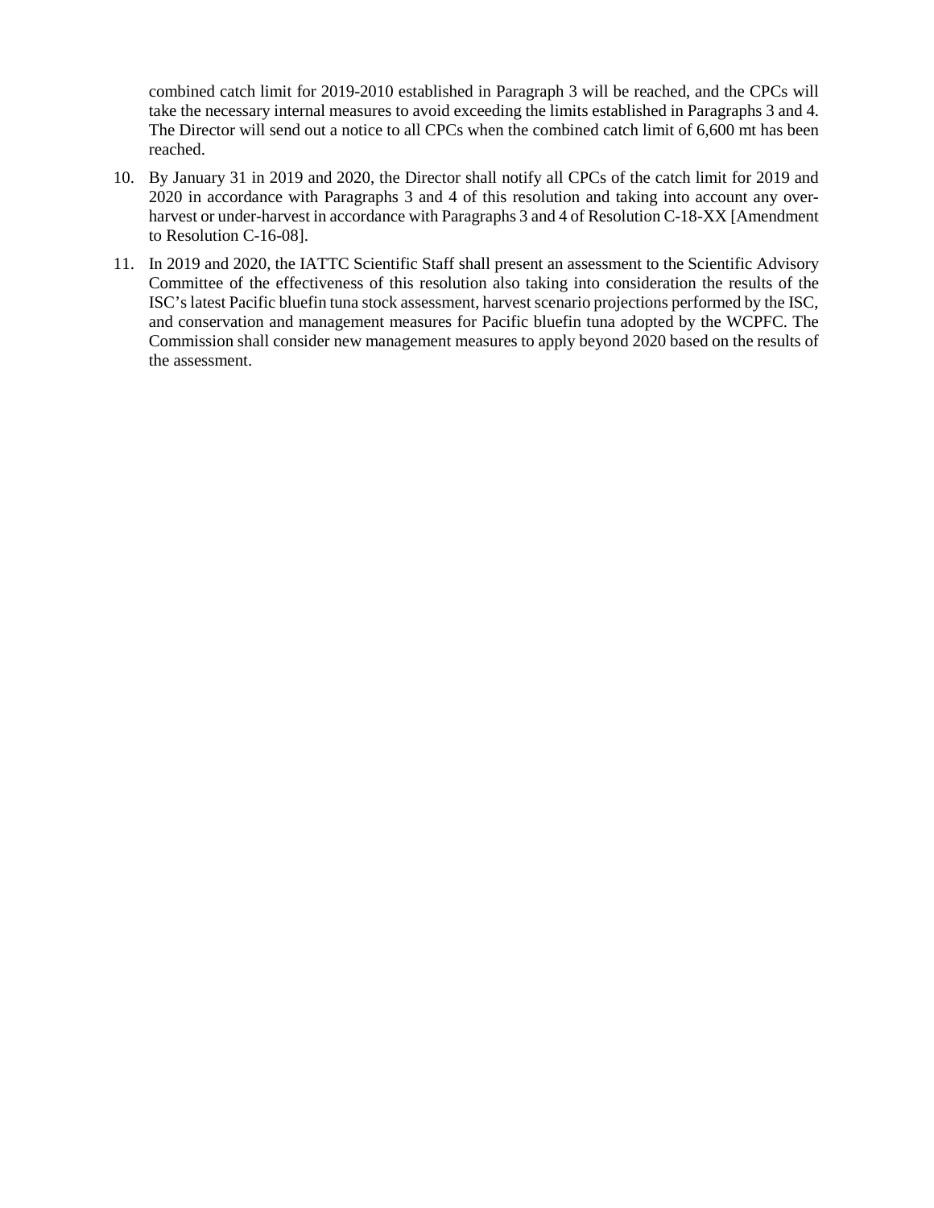combined catch limit for 2019-2010 established in Paragraph 3 will be reached, and the CPCs will take the necessary internal measures to avoid exceeding the limits established in Paragraphs 3 and 4. The Director will send out a notice to all CPCs when the combined catch limit of 6,600 mt has been reached.

10. By January 31 in 2019 and 2020, the Director shall notify all CPCs of the catch limit for 2019 and 2020 in accordance with Paragraphs 3 and 4 of this resolution and taking into account any over-harvest or under-harvest in accordance with Paragraphs 3 and 4 of Resolution C-18-XX [Amendment to Resolution C-16-08].
11. In 2019 and 2020, the IATTC Scientific Staff shall present an assessment to the Scientific Advisory Committee of the effectiveness of this resolution also taking into consideration the results of the ISC's latest Pacific bluefin tuna stock assessment, harvest scenario projections performed by the ISC, and conservation and management measures for Pacific bluefin tuna adopted by the WCPFC. The Commission shall consider new management measures to apply beyond 2020 based on the results of the assessment.